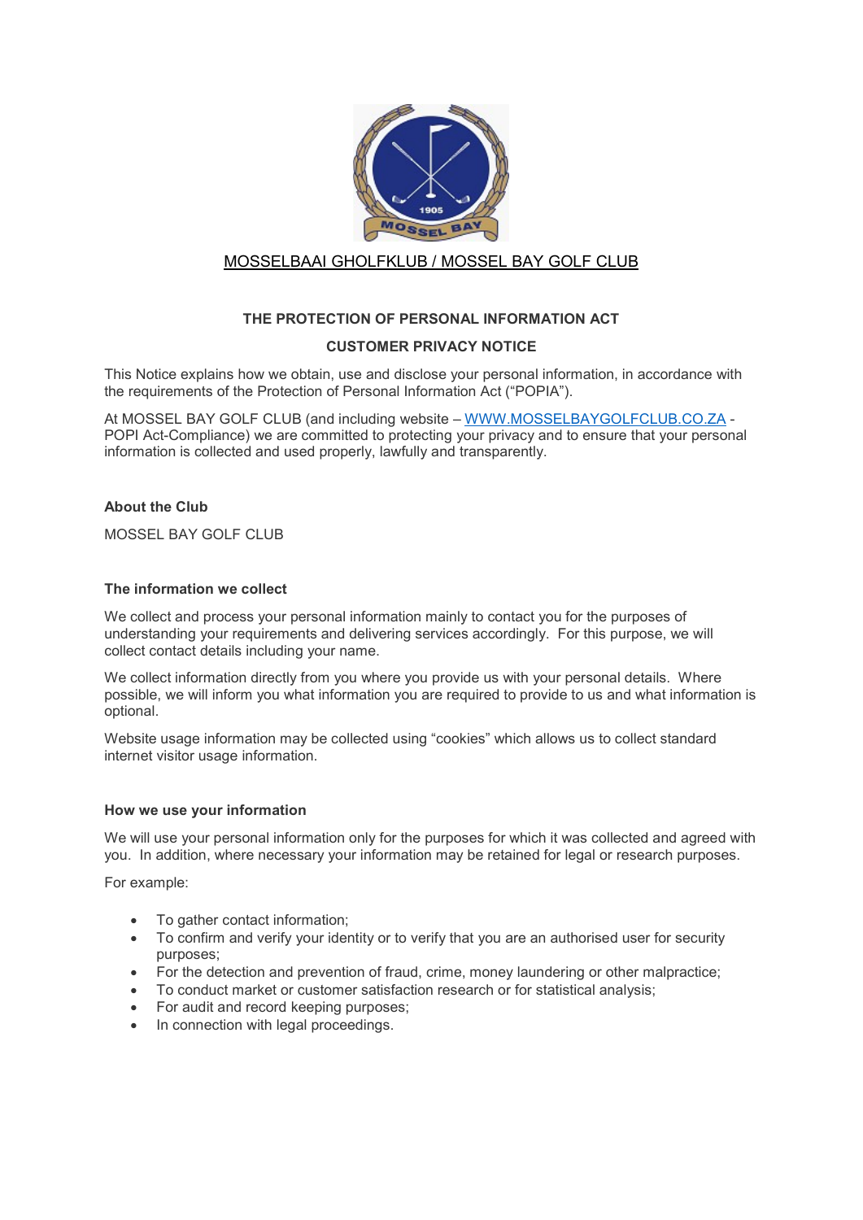MOSSELBAAI GHOLFKLUB / MOSSEL BAY GOLF CLUB

**THE PROTECTION OF PERSONAL INFORMATION ACT**

**CUSTOMER PRIVACY NOTICE**

This Notice explains how we obtain, use and disclose your personal information, in accordance with the requirements of the Protection of Personal Information Act ("POPIA").

At MOSSEL BAY GOLF CLUB (and including website – WWW.MOSSELBAYGOLFCLUB.CO.ZA - POPI Act-Compliance) we are committed to protecting your privacy and to ensure that your personal information is collected and used properly, lawfully and transparently.

### About the Club

MOSSEL BAY GOLF CLUB

### The information we collect

We collect and process your personal information mainly to contact you for the purposes of understanding your requirements and delivering services accordingly. For this purpose, we will collect contact details including your name.

We collect information directly from you where you provide us with your personal details. Where possible, we will inform you what information you are required to provide to us and what information is optional.

Website usage information may be collected using "cookies" which allows us to collect standard internet visitor usage information.

### How we use your information

We will use your personal information only for the purposes for which it was collected and agreed with you. In addition, where necessary your information may be retained for legal or research purposes.

For example:

- To gather contact information;
- To confirm and verify your identity or to verify that you are an authorised user for security purposes;
- For the detection and prevention of fraud, crime, money laundering or other malpractice;
- To conduct market or customer satisfaction research or for statistical analysis;
- For audit and record keeping purposes;
- In connection with legal proceedings.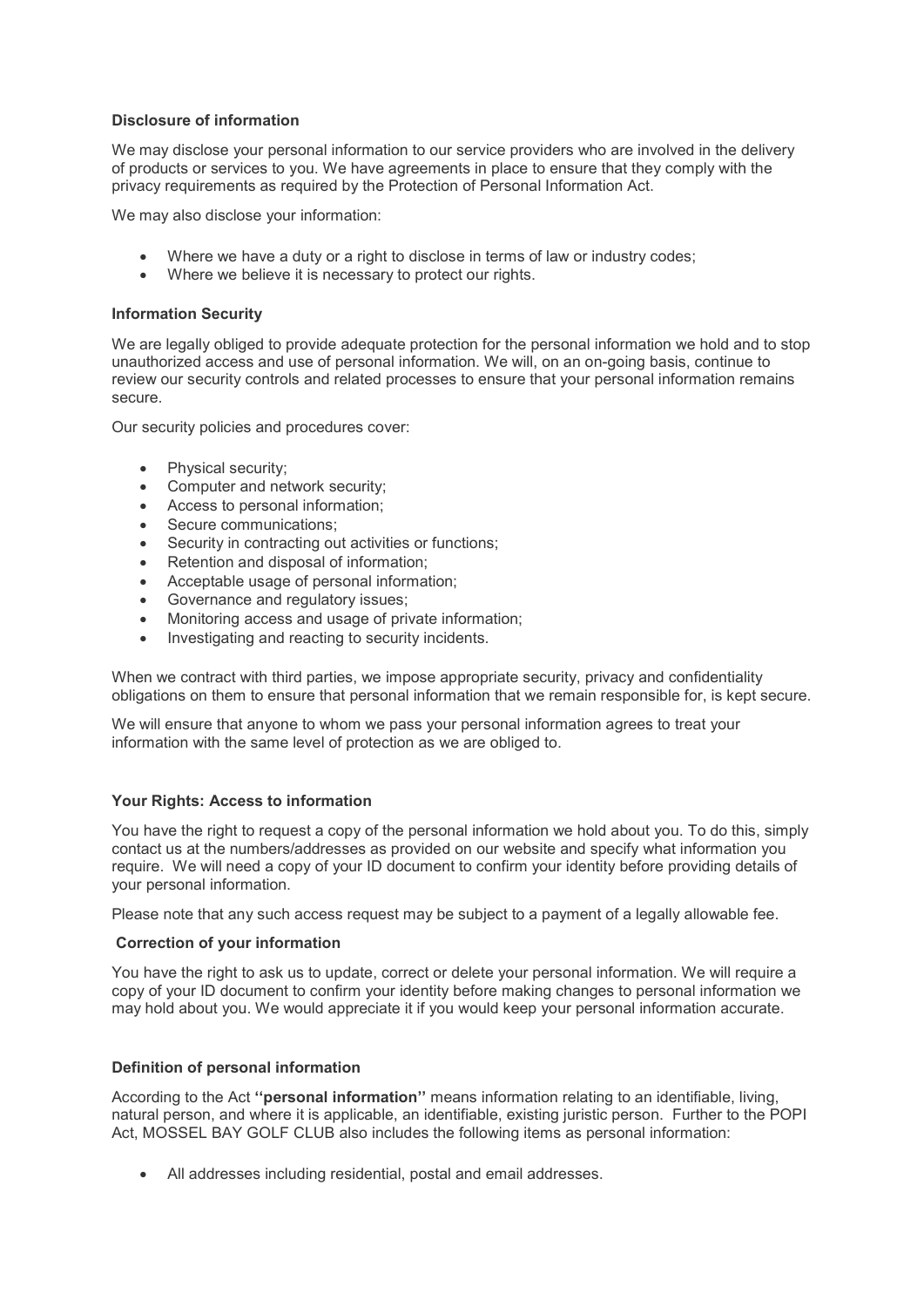**Disclosure of information**

We may disclose your personal information to our service providers who are involved in the delivery of products or services to you. We have agreements in place to ensure that they comply with the privacy requirements as required by the Protection of Personal Information Act.

We may also disclose your information:

- Where we have a duty or a right to disclose in terms of law or industry codes;
- Where we believe it is necessary to protect our rights.

**Information Security**

We are legally obliged to provide adequate protection for the personal information we hold and to stop unauthorized access and use of personal information. We will, on an on-going basis, continue to review our security controls and related processes to ensure that your personal information remains secure.

Our security policies and procedures cover:

- Physical security;
- Computer and network security;
- Access to personal information;
- Secure communications;
- Security in contracting out activities or functions;
- Retention and disposal of information;
- Acceptable usage of personal information;
- Governance and regulatory issues;
- Monitoring access and usage of private information;
- Investigating and reacting to security incidents.

When we contract with third parties, we impose appropriate security, privacy and confidentiality obligations on them to ensure that personal information that we remain responsible for, is kept secure.

We will ensure that anyone to whom we pass your personal information agrees to treat your information with the same level of protection as we are obliged to.

**Your Rights: Access to information**

You have the right to request a copy of the personal information we hold about you. To do this, simply contact us at the numbers/addresses as provided on our website and specify what information you require. We will need a copy of your ID document to confirm your identity before providing details of your personal information.

Please note that any such access request may be subject to a payment of a legally allowable fee.

**Correction of your information**

You have the right to ask us to update, correct or delete your personal information. We will require a copy of your ID document to confirm your identity before making changes to personal information we may hold about you. We would appreciate it if you would keep your personal information accurate.

**Definition of personal information**

According to the Act **''personal information''** means information relating to an identifiable, living, natural person, and where it is applicable, an identifiable, existing juristic person. Further to the POPI Act, MOSSEL BAY GOLF CLUB also includes the following items as personal information:

- All addresses including residential, postal and email addresses.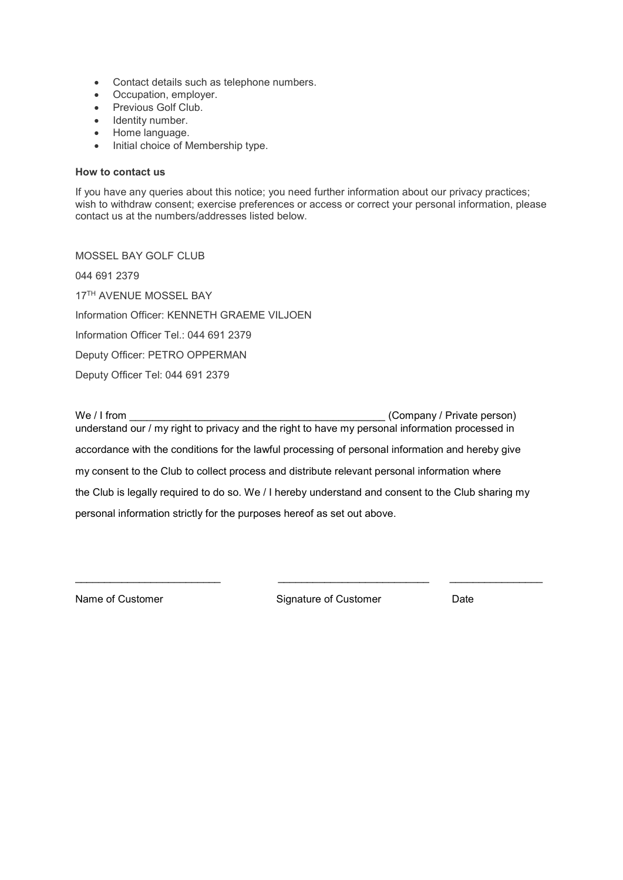- Contact details such as telephone numbers.
- Occupation, employer.
- Previous Golf Club.
- Identity number.
- Home language.
- Initial choice of Membership type.

**How to contact us**

If you have any queries about this notice; you need further information about our privacy practices; wish to withdraw consent; exercise preferences or access or correct your personal information, please contact us at the numbers/addresses listed below.

MOSSEL BAY GOLF CLUB

044 691 2379

17TH AVENUE MOSSEL BAY

Information Officer: KENNETH GRAEME VILJOEN

Information Officer Tel.: 044 691 2379

Deputy Officer: PETRO OPPERMAN

Deputy Officer Tel: 044 691 2379

We / I from ____________________________________________ (Company / Private person) understand our / my right to privacy and the right to have my personal information processed in accordance with the conditions for the lawful processing of personal information and hereby give my consent to the Club to collect process and distribute relevant personal information where the Club is legally required to do so. We / I hereby understand and consent to the Club sharing my personal information strictly for the purposes hereof as set out above.

_________________________ _________________________ ________________

Name of Customer Signature of Customer Date